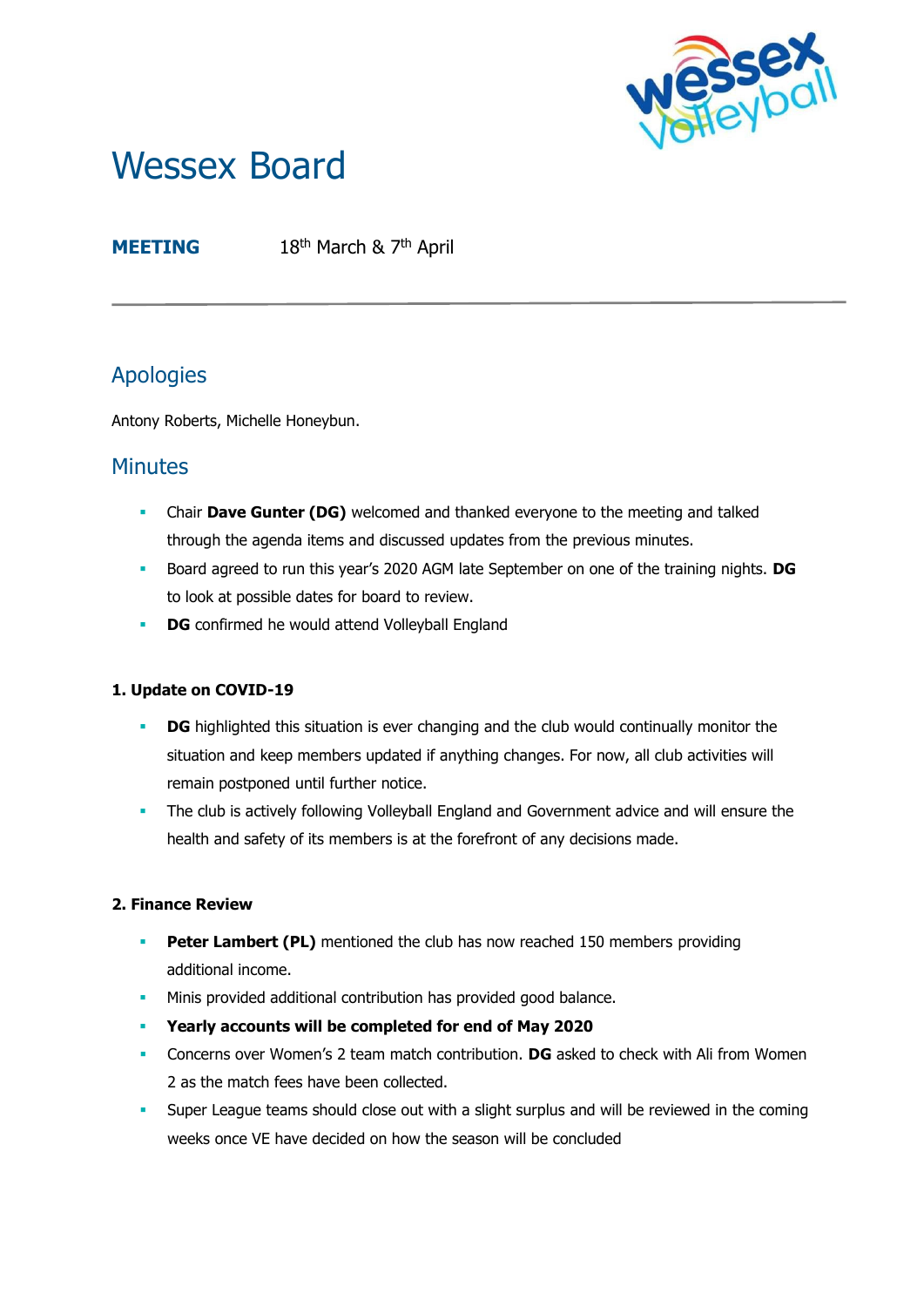# Wessex Board

**MEETING** 18th March & 7th April

## Apologies

Antony Roberts, Michelle Honeybun.

## Minutes

- Chair **Dave Gunter (DG)** welcomed and thanked everyone to the meeting and talked through the agenda items and discussed updates from the previous minutes.
- Board agreed to run this year's 2020 AGM late September on one of the training nights. **DG** to look at possible dates for board to review.
- **DG** confirmed he would attend Volleyball England

### 1. Update on COVID-19

- **DG** highlighted this situation is ever changing and the club would continually monitor the situation and keep members updated if anything changes. For now, all club activities will remain postponed until further notice.
- The club is actively following Volleyball England and Government advice and will ensure the health and safety of its members is at the forefront of any decisions made.

### 2. Finance Review

- **Peter Lambert (PL)** mentioned the club has now reached 150 members providing additional income.
- Minis provided additional contribution has provided good balance.
- **Yearly accounts will be completed for end of May 2020**
- Concerns over Women's 2 team match contribution. **DG** asked to check with Ali from Women 2 as the match fees have been collected.
- Super League teams should close out with a slight surplus and will be reviewed in the coming weeks once VE have decided on how the season will be concluded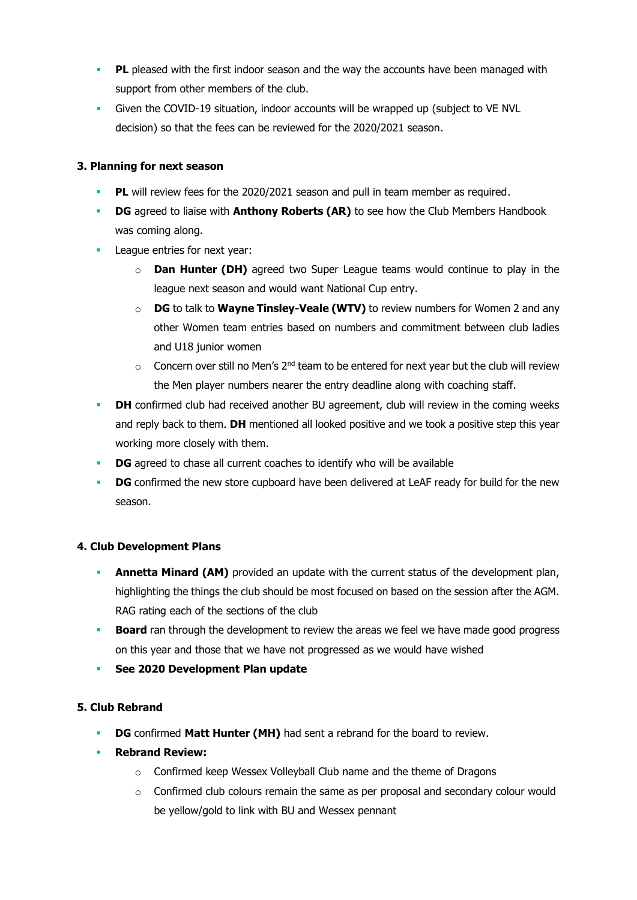- **PL** pleased with the first indoor season and the way the accounts have been managed with support from other members of the club.
- Given the COVID-19 situation, indoor accounts will be wrapped up (subject to VE NVL decision) so that the fees can be reviewed for the 2020/2021 season.

### 3. Planning for next season

- **PL** will review fees for the 2020/2021 season and pull in team member as required.
- **DG** agreed to liaise with **Anthony Roberts (AR)** to see how the Club Members Handbook was coming along.
- League entries for next year:
  - **Dan Hunter (DH)** agreed two Super League teams would continue to play in the league next season and would want National Cup entry.
  - **DG** to talk to **Wayne Tinsley-Veale (WTV)** to review numbers for Women 2 and any other Women team entries based on numbers and commitment between club ladies and U18 junior women
  - Concern over still no Men's 2nd team to be entered for next year but the club will review the Men player numbers nearer the entry deadline along with coaching staff.
- **DH** confirmed club had received another BU agreement, club will review in the coming weeks and reply back to them. **DH** mentioned all looked positive and we took a positive step this year working more closely with them.
- **DG** agreed to chase all current coaches to identify who will be available
- **DG** confirmed the new store cupboard have been delivered at LeAF ready for build for the new season.

### 4. Club Development Plans

- **Annetta Minard (AM)** provided an update with the current status of the development plan, highlighting the things the club should be most focused on based on the session after the AGM. RAG rating each of the sections of the club
- **Board** ran through the development to review the areas we feel we have made good progress on this year and those that we have not progressed as we would have wished
- **See 2020 Development Plan update**

### 5. Club Rebrand

- **DG** confirmed **Matt Hunter (MH)** had sent a rebrand for the board to review.
- **Rebrand Review:**
  - Confirmed keep Wessex Volleyball Club name and the theme of Dragons
  - Confirmed club colours remain the same as per proposal and secondary colour would be yellow/gold to link with BU and Wessex pennant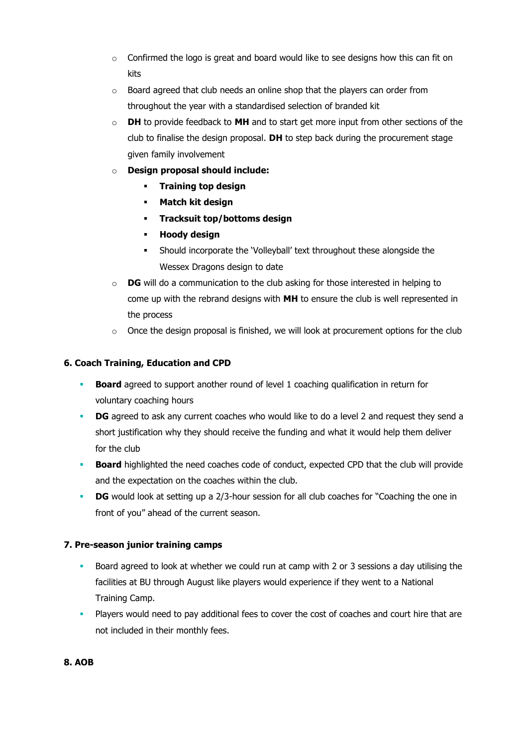- Confirmed the logo is great and board would like to see designs how this can fit on kits
- Board agreed that club needs an online shop that the players can order from throughout the year with a standardised selection of branded kit
- **DH** to provide feedback to **MH** and to start get more input from other sections of the club to finalise the design proposal. **DH** to step back during the procurement stage given family involvement
- **Design proposal should include:**
  - **Training top design**
  - **Match kit design**
  - **Tracksuit top/bottoms design**
  - **Hoody design**
  - Should incorporate the 'Volleyball' text throughout these alongside the Wessex Dragons design to date
- **DG** will do a communication to the club asking for those interested in helping to come up with the rebrand designs with **MH** to ensure the club is well represented in the process
- Once the design proposal is finished, we will look at procurement options for the club

**6. Coach Training, Education and CPD**

- **Board** agreed to support another round of level 1 coaching qualification in return for voluntary coaching hours
- **DG** agreed to ask any current coaches who would like to do a level 2 and request they send a short justification why they should receive the funding and what it would help them deliver for the club
- **Board** highlighted the need coaches code of conduct, expected CPD that the club will provide and the expectation on the coaches within the club.
- **DG** would look at setting up a 2/3-hour session for all club coaches for "Coaching the one in front of you" ahead of the current season.

**7. Pre-season junior training camps**

- Board agreed to look at whether we could run at camp with 2 or 3 sessions a day utilising the facilities at BU through August like players would experience if they went to a National Training Camp.
- Players would need to pay additional fees to cover the cost of coaches and court hire that are not included in their monthly fees.

**8. AOB**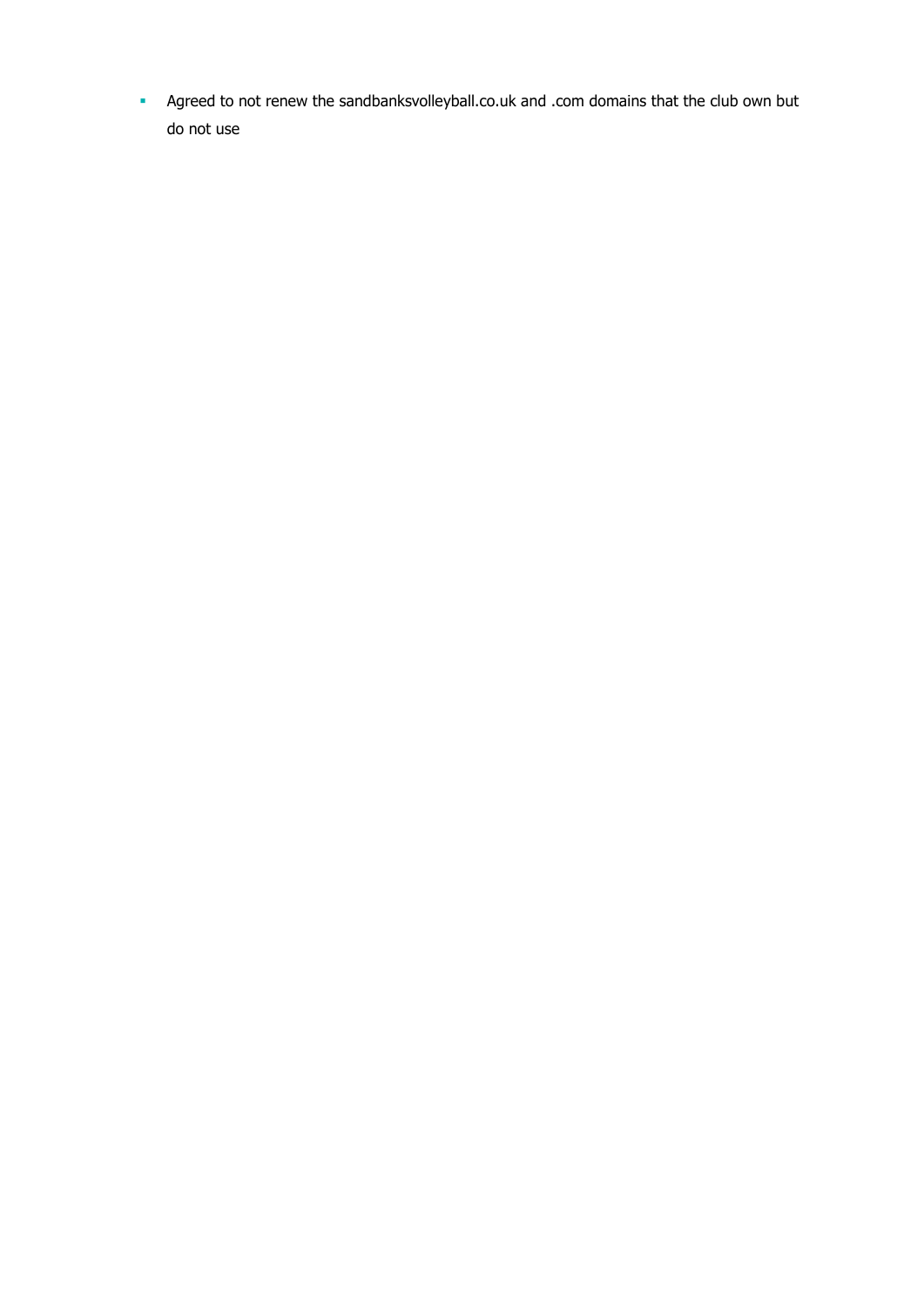- Agreed to not renew the sandbanksvolleyball.co.uk and .com domains that the club own but do not use